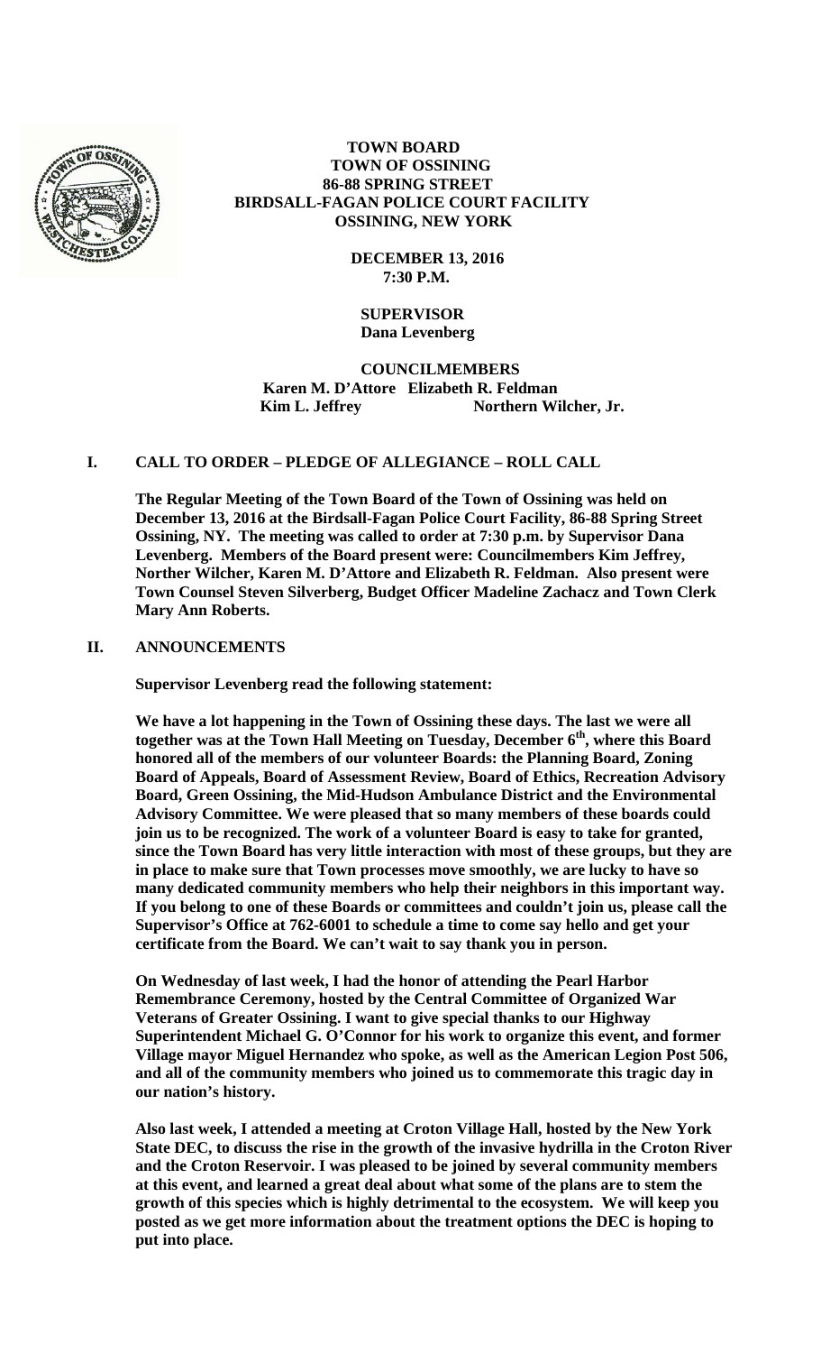**TOWN BOARD**
**TOWN OF OSSINING**
**86-88 SPRING STREET**
**BIRDSALL-FAGAN POLICE COURT FACILITY**
**OSSINING, NEW YORK**

**DECEMBER 13, 2016**
**7:30 P.M.**

**SUPERVISOR**
**Dana Levenberg**

**COUNCILMEMBERS**
**Karen M. D'Attore Elizabeth R. Feldman**
**Kim L. Jeffrey Northern Wilcher, Jr.**

## I. CALL TO ORDER – PLEDGE OF ALLEGIANCE – ROLL CALL

**The Regular Meeting of the Town Board of the Town of Ossining was held on December 13, 2016 at the Birdsall-Fagan Police Court Facility, 86-88 Spring Street Ossining, NY. The meeting was called to order at 7:30 p.m. by Supervisor Dana Levenberg. Members of the Board present were: Councilmembers Kim Jeffrey, Norther Wilcher, Karen M. D'Attore and Elizabeth R. Feldman. Also present were Town Counsel Steven Silverberg, Budget Officer Madeline Zachacz and Town Clerk Mary Ann Roberts.**

## II. ANNOUNCEMENTS

**Supervisor Levenberg read the following statement:**

**We have a lot happening in the Town of Ossining these days. The last we were all together was at the Town Hall Meeting on Tuesday, December 6th, where this Board honored all of the members of our volunteer Boards: the Planning Board, Zoning Board of Appeals, Board of Assessment Review, Board of Ethics, Recreation Advisory Board, Green Ossining, the Mid-Hudson Ambulance District and the Environmental Advisory Committee. We were pleased that so many members of these boards could join us to be recognized. The work of a volunteer Board is easy to take for granted, since the Town Board has very little interaction with most of these groups, but they are in place to make sure that Town processes move smoothly, we are lucky to have so many dedicated community members who help their neighbors in this important way. If you belong to one of these Boards or committees and couldn't join us, please call the Supervisor's Office at 762-6001 to schedule a time to come say hello and get your certificate from the Board. We can't wait to say thank you in person.**

**On Wednesday of last week, I had the honor of attending the Pearl Harbor Remembrance Ceremony, hosted by the Central Committee of Organized War Veterans of Greater Ossining. I want to give special thanks to our Highway Superintendent Michael G. O'Connor for his work to organize this event, and former Village mayor Miguel Hernandez who spoke, as well as the American Legion Post 506, and all of the community members who joined us to commemorate this tragic day in our nation's history.**

**Also last week, I attended a meeting at Croton Village Hall, hosted by the New York State DEC, to discuss the rise in the growth of the invasive hydrilla in the Croton River and the Croton Reservoir. I was pleased to be joined by several community members at this event, and learned a great deal about what some of the plans are to stem the growth of this species which is highly detrimental to the ecosystem. We will keep you posted as we get more information about the treatment options the DEC is hoping to put into place.**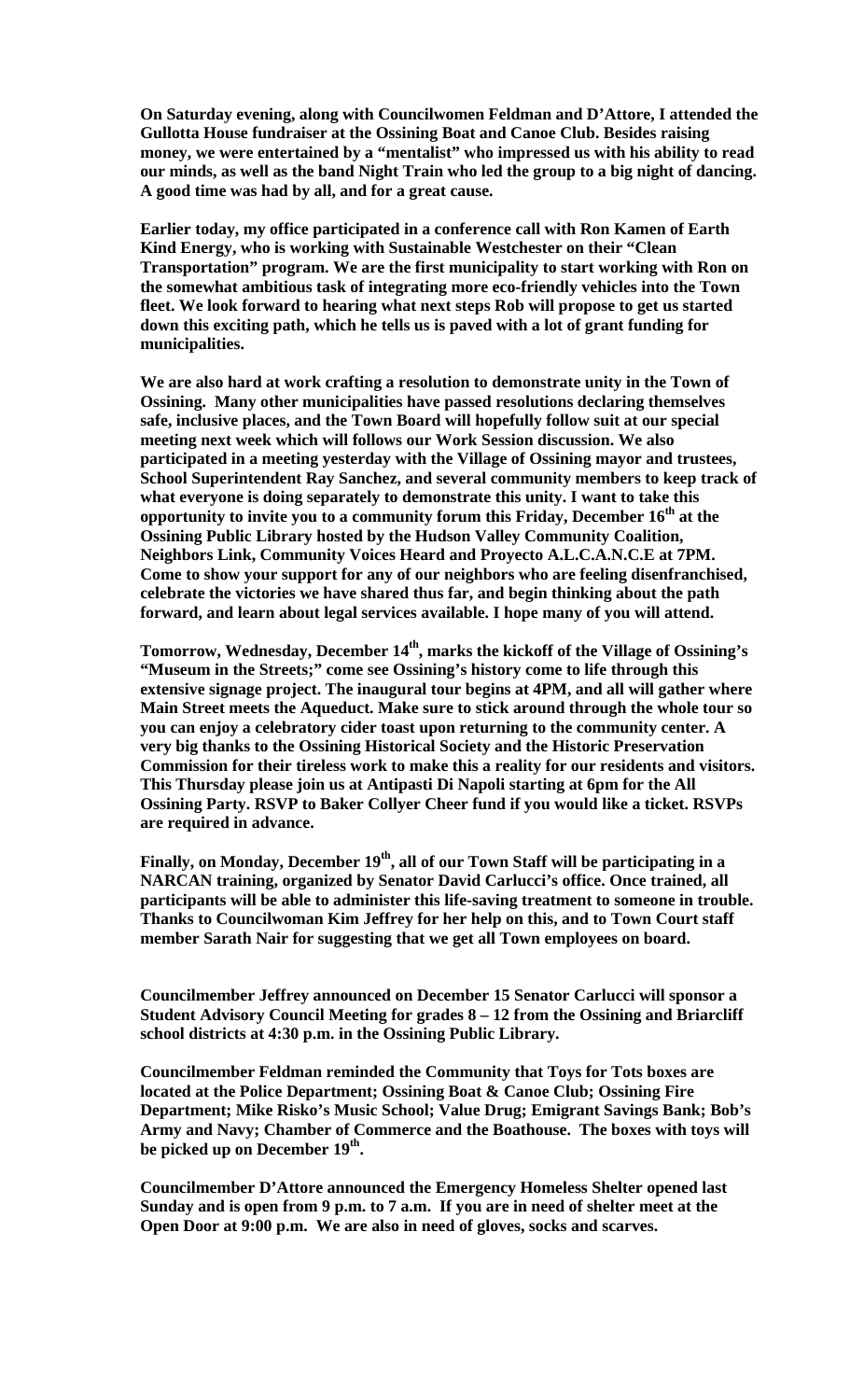**On Saturday evening, along with Councilwomen Feldman and D'Attore, I attended the Gullotta House fundraiser at the Ossining Boat and Canoe Club. Besides raising money, we were entertained by a "mentalist" who impressed us with his ability to read our minds, as well as the band Night Train who led the group to a big night of dancing. A good time was had by all, and for a great cause.**

**Earlier today, my office participated in a conference call with Ron Kamen of Earth Kind Energy, who is working with Sustainable Westchester on their "Clean Transportation" program. We are the first municipality to start working with Ron on the somewhat ambitious task of integrating more eco-friendly vehicles into the Town fleet. We look forward to hearing what next steps Rob will propose to get us started down this exciting path, which he tells us is paved with a lot of grant funding for municipalities.**

**We are also hard at work crafting a resolution to demonstrate unity in the Town of Ossining. Many other municipalities have passed resolutions declaring themselves safe, inclusive places, and the Town Board will hopefully follow suit at our special meeting next week which will follows our Work Session discussion. We also participated in a meeting yesterday with the Village of Ossining mayor and trustees, School Superintendent Ray Sanchez, and several community members to keep track of what everyone is doing separately to demonstrate this unity. I want to take this opportunity to invite you to a community forum this Friday, December 16th at the Ossining Public Library hosted by the Hudson Valley Community Coalition, Neighbors Link, Community Voices Heard and Proyecto A.L.C.A.N.C.E at 7PM. Come to show your support for any of our neighbors who are feeling disenfranchised, celebrate the victories we have shared thus far, and begin thinking about the path forward, and learn about legal services available. I hope many of you will attend.**

**Tomorrow, Wednesday, December 14th, marks the kickoff of the Village of Ossining's "Museum in the Streets;" come see Ossining's history come to life through this extensive signage project. The inaugural tour begins at 4PM, and all will gather where Main Street meets the Aqueduct. Make sure to stick around through the whole tour so you can enjoy a celebratory cider toast upon returning to the community center. A very big thanks to the Ossining Historical Society and the Historic Preservation Commission for their tireless work to make this a reality for our residents and visitors. This Thursday please join us at Antipasti Di Napoli starting at 6pm for the All Ossining Party. RSVP to Baker Collyer Cheer fund if you would like a ticket. RSVPs are required in advance.**

**Finally, on Monday, December 19th, all of our Town Staff will be participating in a NARCAN training, organized by Senator David Carlucci's office. Once trained, all participants will be able to administer this life-saving treatment to someone in trouble. Thanks to Councilwoman Kim Jeffrey for her help on this, and to Town Court staff member Sarath Nair for suggesting that we get all Town employees on board.**

**Councilmember Jeffrey announced on December 15 Senator Carlucci will sponsor a Student Advisory Council Meeting for grades 8 – 12 from the Ossining and Briarcliff school districts at 4:30 p.m. in the Ossining Public Library.**

**Councilmember Feldman reminded the Community that Toys for Tots boxes are located at the Police Department; Ossining Boat & Canoe Club; Ossining Fire Department; Mike Risko's Music School; Value Drug; Emigrant Savings Bank; Bob's Army and Navy; Chamber of Commerce and the Boathouse. The boxes with toys will be picked up on December 19th.**

**Councilmember D'Attore announced the Emergency Homeless Shelter opened last Sunday and is open from 9 p.m. to 7 a.m. If you are in need of shelter meet at the Open Door at 9:00 p.m. We are also in need of gloves, socks and scarves.**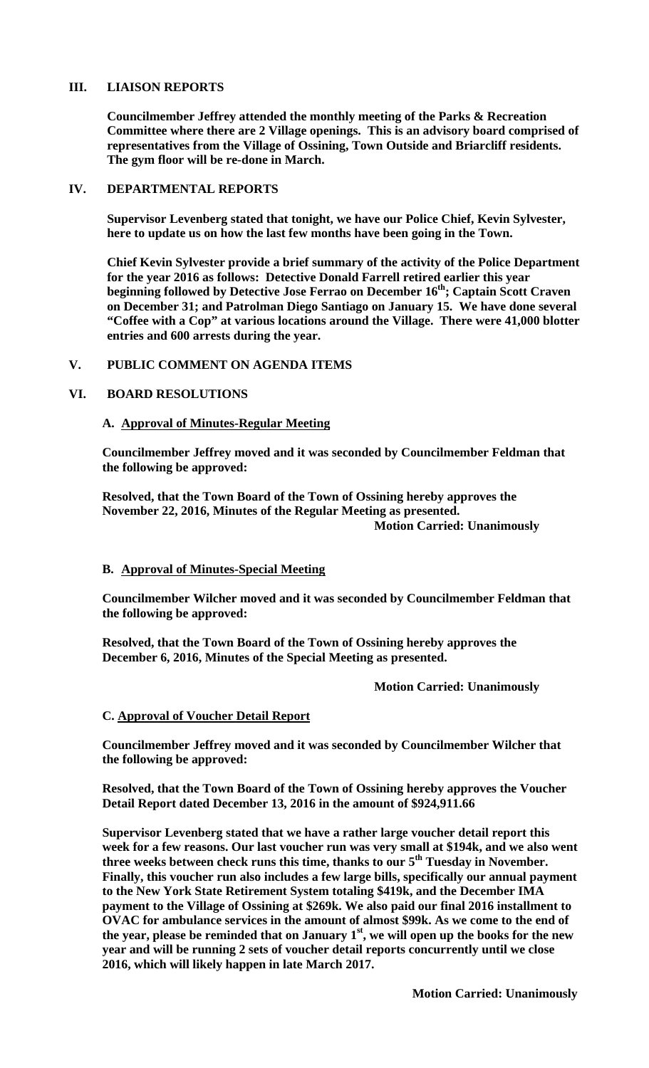## III. LIAISON REPORTS

**Councilmember Jeffrey attended the monthly meeting of the Parks & Recreation Committee where there are 2 Village openings. This is an advisory board comprised of representatives from the Village of Ossining, Town Outside and Briarcliff residents. The gym floor will be re-done in March.**

## IV. DEPARTMENTAL REPORTS

**Supervisor Levenberg stated that tonight, we have our Police Chief, Kevin Sylvester, here to update us on how the last few months have been going in the Town.**

**Chief Kevin Sylvester provide a brief summary of the activity of the Police Department for the year 2016 as follows: Detective Donald Farrell retired earlier this year beginning followed by Detective Jose Ferrao on December 16th; Captain Scott Craven on December 31; and Patrolman Diego Santiago on January 15. We have done several "Coffee with a Cop" at various locations around the Village. There were 41,000 blotter entries and 600 arrests during the year.**

## V. PUBLIC COMMENT ON AGENDA ITEMS

## VI. BOARD RESOLUTIONS

### A. Approval of Minutes-Regular Meeting

**Councilmember Jeffrey moved and it was seconded by Councilmember Feldman that the following be approved:**

**Resolved, that the Town Board of the Town of Ossining hereby approves the November 22, 2016, Minutes of the Regular Meeting as presented.**

**Motion Carried: Unanimously**

### B. Approval of Minutes-Special Meeting

**Councilmember Wilcher moved and it was seconded by Councilmember Feldman that the following be approved:**

**Resolved, that the Town Board of the Town of Ossining hereby approves the December 6, 2016, Minutes of the Special Meeting as presented.**

**Motion Carried: Unanimously**

### C. Approval of Voucher Detail Report

**Councilmember Jeffrey moved and it was seconded by Councilmember Wilcher that the following be approved:**

**Resolved, that the Town Board of the Town of Ossining hereby approves the Voucher Detail Report dated December 13, 2016 in the amount of $924,911.66**

**Supervisor Levenberg stated that we have a rather large voucher detail report this week for a few reasons. Our last voucher run was very small at $194k, and we also went three weeks between check runs this time, thanks to our 5th Tuesday in November. Finally, this voucher run also includes a few large bills, specifically our annual payment to the New York State Retirement System totaling $419k, and the December IMA payment to the Village of Ossining at $269k. We also paid our final 2016 installment to OVAC for ambulance services in the amount of almost $99k. As we come to the end of the year, please be reminded that on January 1st, we will open up the books for the new year and will be running 2 sets of voucher detail reports concurrently until we close 2016, which will likely happen in late March 2017.**

**Motion Carried: Unanimously**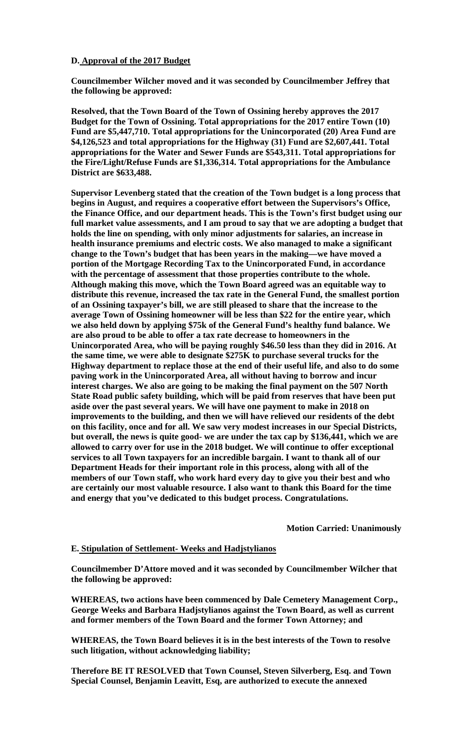**D. Approval of the 2017 Budget**

**Councilmember Wilcher moved and it was seconded by Councilmember Jeffrey that the following be approved:**

**Resolved, that the Town Board of the Town of Ossining hereby approves the 2017 Budget for the Town of Ossining. Total appropriations for the 2017 entire Town (10) Fund are $5,447,710. Total appropriations for the Unincorporated (20) Area Fund are $4,126,523 and total appropriations for the Highway (31) Fund are $2,607,441. Total appropriations for the Water and Sewer Funds are $543,311. Total appropriations for the Fire/Light/Refuse Funds are $1,336,314. Total appropriations for the Ambulance District are $633,488.**

**Supervisor Levenberg stated that the creation of the Town budget is a long process that begins in August, and requires a cooperative effort between the Supervisors's Office, the Finance Office, and our department heads. This is the Town's first budget using our full market value assessments, and I am proud to say that we are adopting a budget that holds the line on spending, with only minor adjustments for salaries, an increase in health insurance premiums and electric costs. We also managed to make a significant change to the Town's budget that has been years in the making—we have moved a portion of the Mortgage Recording Tax to the Unincorporated Fund, in accordance with the percentage of assessment that those properties contribute to the whole. Although making this move, which the Town Board agreed was an equitable way to distribute this revenue, increased the tax rate in the General Fund, the smallest portion of an Ossining taxpayer's bill, we are still pleased to share that the increase to the average Town of Ossining homeowner will be less than $22 for the entire year, which we also held down by applying $75k of the General Fund's healthy fund balance. We are also proud to be able to offer a tax rate decrease to homeowners in the Unincorporated Area, who will be paying roughly $46.50 less than they did in 2016. At the same time, we were able to designate $275K to purchase several trucks for the Highway department to replace those at the end of their useful life, and also to do some paving work in the Unincorporated Area, all without having to borrow and incur interest charges. We also are going to be making the final payment on the 507 North State Road public safety building, which will be paid from reserves that have been put aside over the past several years. We will have one payment to make in 2018 on improvements to the building, and then we will have relieved our residents of the debt on this facility, once and for all. We saw very modest increases in our Special Districts, but overall, the news is quite good- we are under the tax cap by $136,441, which we are allowed to carry over for use in the 2018 budget. We will continue to offer exceptional services to all Town taxpayers for an incredible bargain. I want to thank all of our Department Heads for their important role in this process, along with all of the members of our Town staff, who work hard every day to give you their best and who are certainly our most valuable resource. I also want to thank this Board for the time and energy that you've dedicated to this budget process. Congratulations.**

**Motion Carried: Unanimously**

**E. Stipulation of Settlement- Weeks and Hadjstylianos**

**Councilmember D'Attore moved and it was seconded by Councilmember Wilcher that the following be approved:**

**WHEREAS, two actions have been commenced by Dale Cemetery Management Corp., George Weeks and Barbara Hadjstylianos against the Town Board, as well as current and former members of the Town Board and the former Town Attorney; and**

**WHEREAS, the Town Board believes it is in the best interests of the Town to resolve such litigation, without acknowledging liability;**

**Therefore BE IT RESOLVED that Town Counsel, Steven Silverberg, Esq. and Town Special Counsel, Benjamin Leavitt, Esq, are authorized to execute the annexed**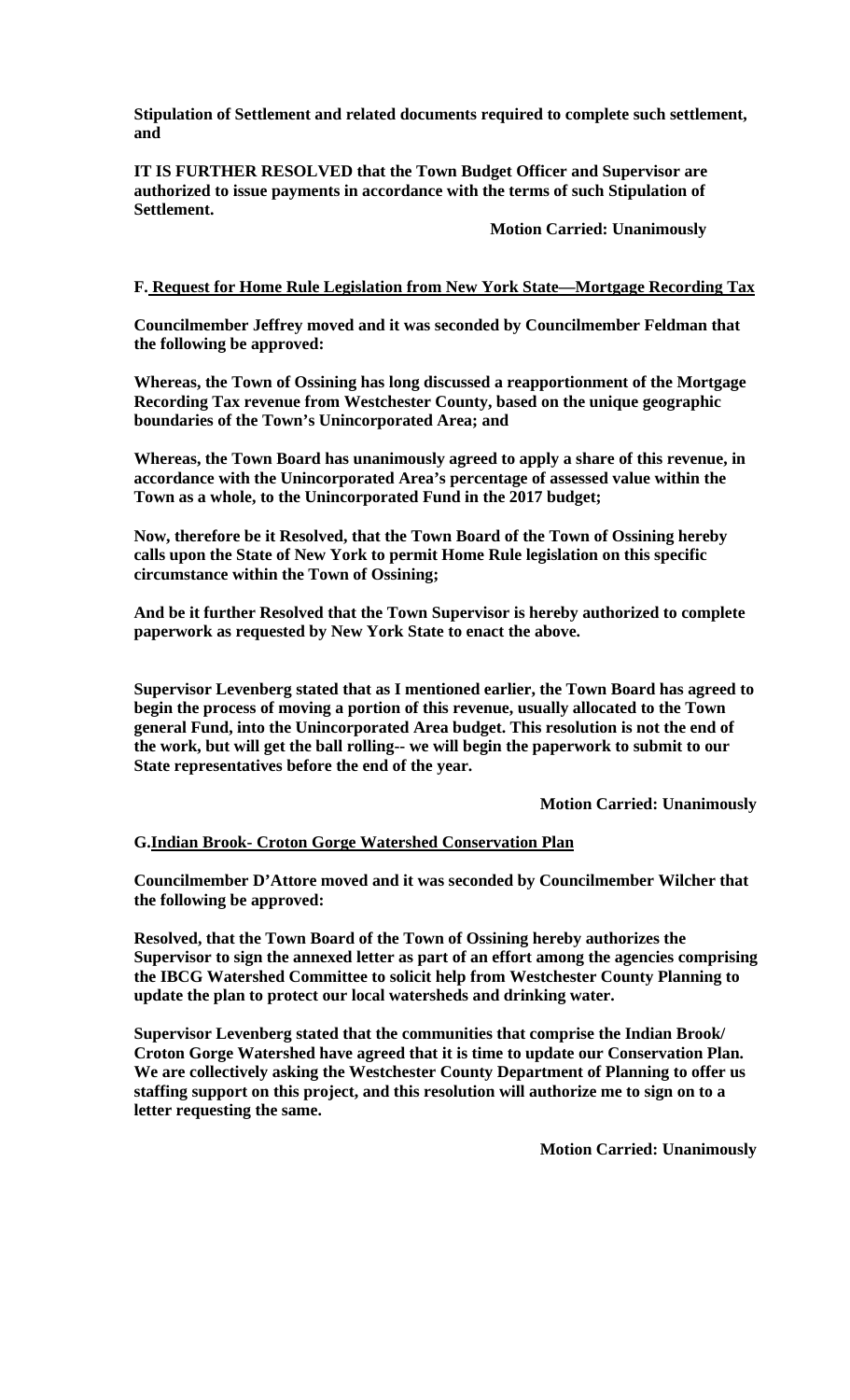**Stipulation of Settlement and related documents required to complete such settlement, and**

**IT IS FURTHER RESOLVED that the Town Budget Officer and Supervisor are authorized to issue payments in accordance with the terms of such Stipulation of Settlement.**

**Motion Carried: Unanimously**

**F. Request for Home Rule Legislation from New York State—Mortgage Recording Tax**

**Councilmember Jeffrey moved and it was seconded by Councilmember Feldman that the following be approved:**

**Whereas, the Town of Ossining has long discussed a reapportionment of the Mortgage Recording Tax revenue from Westchester County, based on the unique geographic boundaries of the Town's Unincorporated Area; and**

**Whereas, the Town Board has unanimously agreed to apply a share of this revenue, in accordance with the Unincorporated Area's percentage of assessed value within the Town as a whole, to the Unincorporated Fund in the 2017 budget;**

**Now, therefore be it Resolved, that the Town Board of the Town of Ossining hereby calls upon the State of New York to permit Home Rule legislation on this specific circumstance within the Town of Ossining;**

**And be it further Resolved that the Town Supervisor is hereby authorized to complete paperwork as requested by New York State to enact the above.**

**Supervisor Levenberg stated that as I mentioned earlier, the Town Board has agreed to begin the process of moving a portion of this revenue, usually allocated to the Town general Fund, into the Unincorporated Area budget. This resolution is not the end of the work, but will get the ball rolling-- we will begin the paperwork to submit to our State representatives before the end of the year.**

**Motion Carried: Unanimously**

**G. Indian Brook- Croton Gorge Watershed Conservation Plan**

**Councilmember D'Attore moved and it was seconded by Councilmember Wilcher that the following be approved:**

**Resolved, that the Town Board of the Town of Ossining hereby authorizes the Supervisor to sign the annexed letter as part of an effort among the agencies comprising the IBCG Watershed Committee to solicit help from Westchester County Planning to update the plan to protect our local watersheds and drinking water.**

**Supervisor Levenberg stated that the communities that comprise the Indian Brook/ Croton Gorge Watershed have agreed that it is time to update our Conservation Plan. We are collectively asking the Westchester County Department of Planning to offer us staffing support on this project, and this resolution will authorize me to sign on to a letter requesting the same.**

**Motion Carried: Unanimously**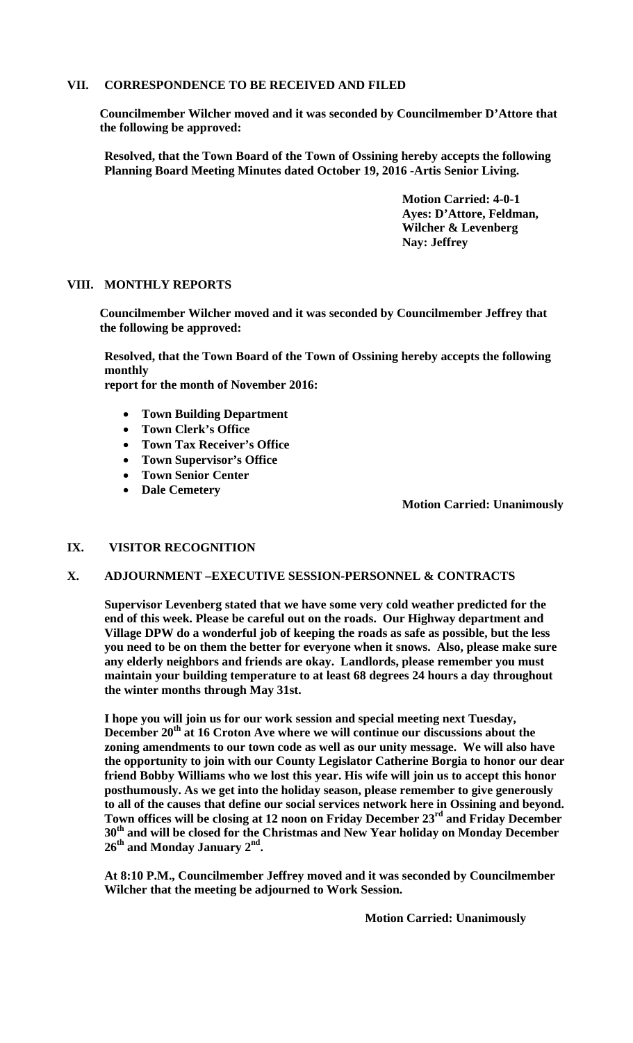## VII. CORRESPONDENCE TO BE RECEIVED AND FILED

**Councilmember Wilcher moved and it was seconded by Councilmember D'Attore that the following be approved:**

**Resolved, that the Town Board of the Town of Ossining hereby accepts the following Planning Board Meeting Minutes dated October 19, 2016 -Artis Senior Living.**

**Motion Carried: 4-0-1**
**Ayes: D'Attore, Feldman, Wilcher & Levenberg**
**Nay: Jeffrey**

## VIII. MONTHLY REPORTS

**Councilmember Wilcher moved and it was seconded by Councilmember Jeffrey that the following be approved:**

**Resolved, that the Town Board of the Town of Ossining hereby accepts the following monthly**
**report for the month of November 2016:**

- **Town Building Department**
- **Town Clerk's Office**
- **Town Tax Receiver's Office**
- **Town Supervisor's Office**
- **Town Senior Center**
- **Dale Cemetery**

**Motion Carried: Unanimously**

## IX. VISITOR RECOGNITION

## X. ADJOURNMENT –EXECUTIVE SESSION-PERSONNEL & CONTRACTS

**Supervisor Levenberg stated that we have some very cold weather predicted for the end of this week. Please be careful out on the roads. Our Highway department and Village DPW do a wonderful job of keeping the roads as safe as possible, but the less you need to be on them the better for everyone when it snows. Also, please make sure any elderly neighbors and friends are okay. Landlords, please remember you must maintain your building temperature to at least 68 degrees 24 hours a day throughout the winter months through May 31st.**

**I hope you will join us for our work session and special meeting next Tuesday, December 20th at 16 Croton Ave where we will continue our discussions about the zoning amendments to our town code as well as our unity message. We will also have the opportunity to join with our County Legislator Catherine Borgia to honor our dear friend Bobby Williams who we lost this year. His wife will join us to accept this honor posthumously. As we get into the holiday season, please remember to give generously to all of the causes that define our social services network here in Ossining and beyond. Town offices will be closing at 12 noon on Friday December 23rd and Friday December 30th and will be closed for the Christmas and New Year holiday on Monday December 26th and Monday January 2nd.**

**At 8:10 P.M., Councilmember Jeffrey moved and it was seconded by Councilmember Wilcher that the meeting be adjourned to Work Session.**

**Motion Carried: Unanimously**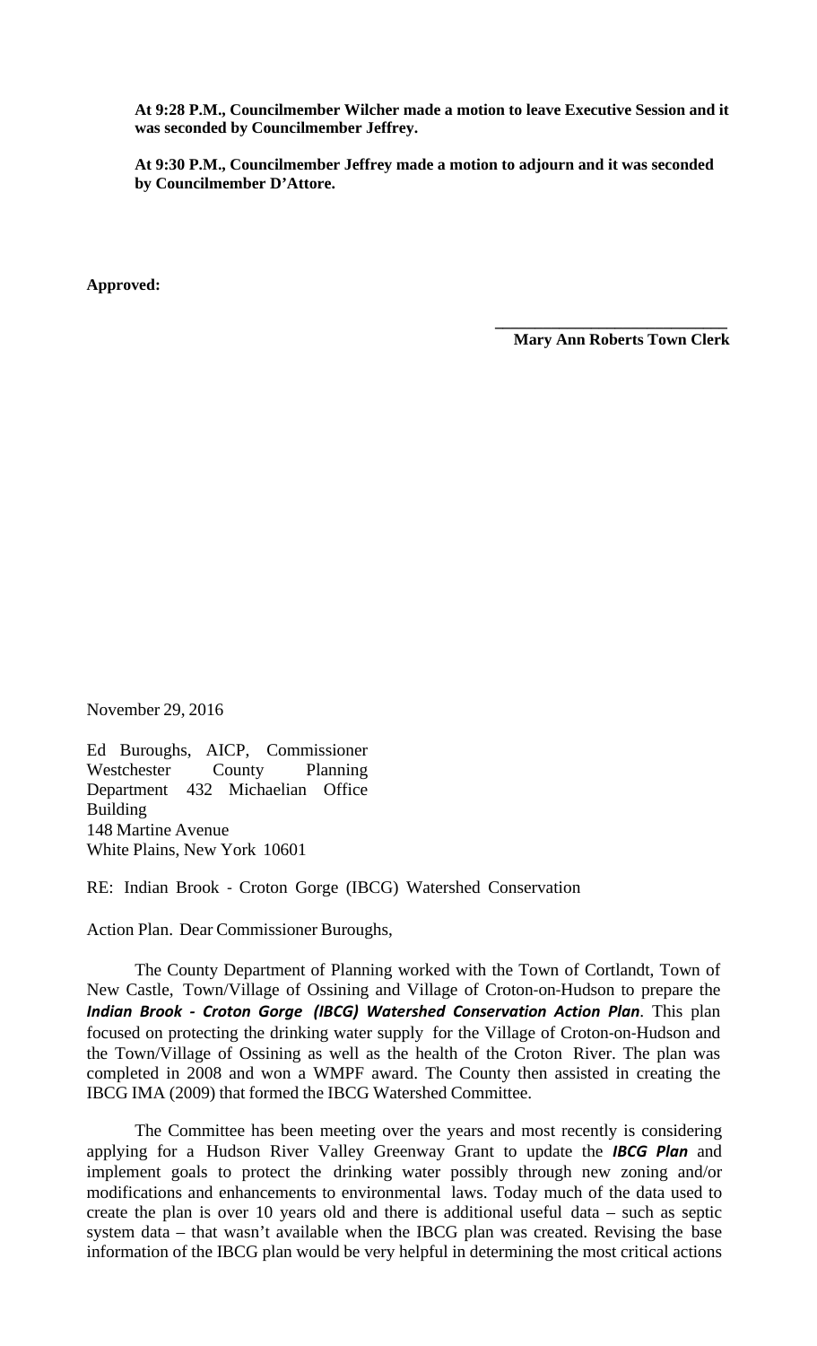**At 9:28 P.M., Councilmember Wilcher made a motion to leave Executive Session and it was seconded by Councilmember Jeffrey.**

**At 9:30 P.M., Councilmember Jeffrey made a motion to adjourn and it was seconded by Councilmember D'Attore.**

**Approved:**

\_\_\_\_\_\_\_\_\_\_\_\_\_\_\_\_\_\_\_\_\_\_\_\_\_\_\_\_
**Mary Ann Roberts Town Clerk**

November 29, 2016

Ed Buroughs, AICP, Commissioner
Westchester County Planning Department 432 Michaelian Office Building
148 Martine Avenue
White Plains, New York 10601

RE: Indian Brook - Croton Gorge (IBCG) Watershed Conservation Action Plan.

Dear Commissioner Buroughs,

The County Department of Planning worked with the Town of Cortlandt, Town of New Castle, Town/Village of Ossining and Village of Croton-on-Hudson to prepare the ***Indian Brook - Croton Gorge (IBCG) Watershed Conservation Action Plan***. This plan focused on protecting the drinking water supply for the Village of Croton-on-Hudson and the Town/Village of Ossining as well as the health of the Croton River. The plan was completed in 2008 and won a WMPF award. The County then assisted in creating the IBCG IMA (2009) that formed the IBCG Watershed Committee.

The Committee has been meeting over the years and most recently is considering applying for a Hudson River Valley Greenway Grant to update the ***IBCG Plan*** and implement goals to protect the drinking water possibly through new zoning and/or modifications and enhancements to environmental laws. Today much of the data used to create the plan is over 10 years old and there is additional useful data – such as septic system data – that wasn't available when the IBCG plan was created. Revising the base information of the IBCG plan would be very helpful in determining the most critical actions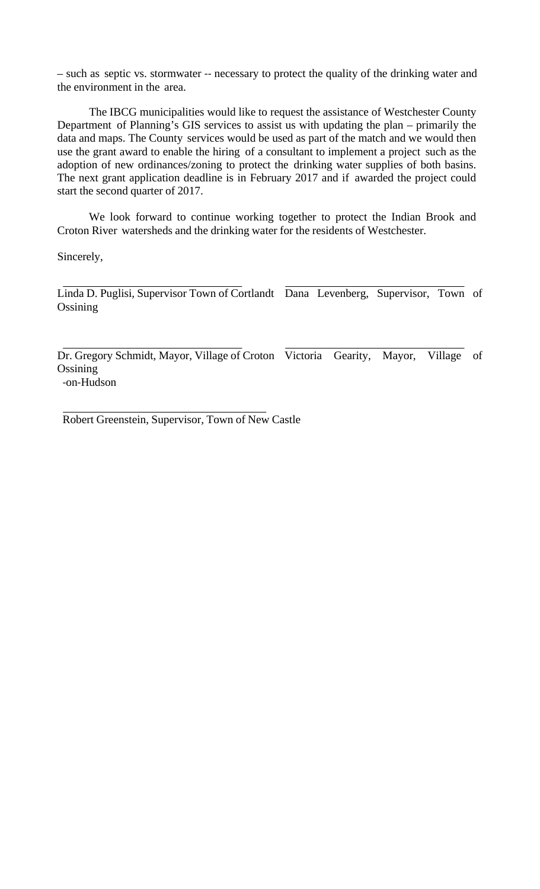– such as septic vs. stormwater -- necessary to protect the quality of the drinking water and the environment in the area.

The IBCG municipalities would like to request the assistance of Westchester County Department of Planning's GIS services to assist us with updating the plan – primarily the data and maps. The County services would be used as part of the match and we would then use the grant award to enable the hiring of a consultant to implement a project such as the adoption of new ordinances/zoning to protect the drinking water supplies of both basins. The next grant application deadline is in February 2017 and if awarded the project could start the second quarter of 2017.

We look forward to continue working together to protect the Indian Brook and Croton River watersheds and the drinking water for the residents of Westchester.

Sincerely,

\_\_\_\_\_\_\_\_\_\_\_\_\_\_\_\_\_\_\_\_\_\_\_\_\_\_\_\_\_\_
Linda D. Puglisi, Supervisor Town of Cortlandt

\_\_\_\_\_\_\_\_\_\_\_\_\_\_\_\_\_\_\_\_\_\_\_\_\_\_\_\_\_\_
Dana Levenberg, Supervisor, Town of Ossining

\_\_\_\_\_\_\_\_\_\_\_\_\_\_\_\_\_\_\_\_\_\_\_\_\_\_\_\_\_\_
Dr. Gregory Schmidt, Mayor, Village of Croton-on-Hudson

\_\_\_\_\_\_\_\_\_\_\_\_\_\_\_\_\_\_\_\_\_\_\_\_\_\_\_\_\_\_
Victoria Gearity, Mayor, Village of Ossining

\_\_\_\_\_\_\_\_\_\_\_\_\_\_\_\_\_\_\_\_\_\_\_\_\_\_\_\_\_\_
Robert Greenstein, Supervisor, Town of New Castle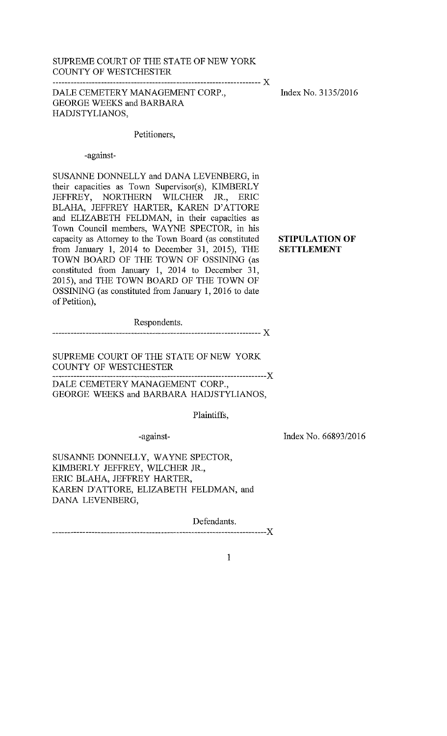SUPREME COURT OF THE STATE OF NEW YORK
COUNTY OF WESTCHESTER

---------------------------------------------------------------------- X

DALE CEMETERY MANAGEMENT CORP., GEORGE WEEKS and BARBARA HADJSTYLIANOS,

Index No. 3135/2016

Petitioners,

-against-

SUSANNE DONNELLY and DANA LEVENBERG, in their capacities as Town Supervisor(s), KIMBERLY JEFFREY, NORTHERN WILCHER JR., ERIC BLAHA, JEFFREY HARTER, KAREN D'ATTORE and ELIZABETH FELDMAN, in their capacities as Town Council members, WAYNE SPECTOR, in his capacity as Attorney to the Town Board (as constituted from January 1, 2014 to December 31, 2015), THE TOWN BOARD OF THE TOWN OF OSSINING (as constituted from January 1, 2014 to December 31, 2015), and THE TOWN BOARD OF THE TOWN OF OSSINING (as constituted from January 1, 2016 to date of Petition),

**STIPULATION OF SETTLEMENT**

Respondents.

---------------------------------------------------------------------- X

SUPREME COURT OF THE STATE OF NEW YORK
COUNTY OF WESTCHESTER

---------------------------------------------------------------------- X

DALE CEMETERY MANAGEMENT CORP., GEORGE WEEKS and BARBARA HADJSTYLIANOS,

Plaintiffs,

-against-

Index No. 66893/2016

SUSANNE DONNELLY, WAYNE SPECTOR, KIMBERLY JEFFREY, WILCHER JR., ERIC BLAHA, JEFFREY HARTER, KAREN D'ATTORE, ELIZABETH FELDMAN, and DANA LEVENBERG,

Defendants.

---------------------------------------------------------------------- X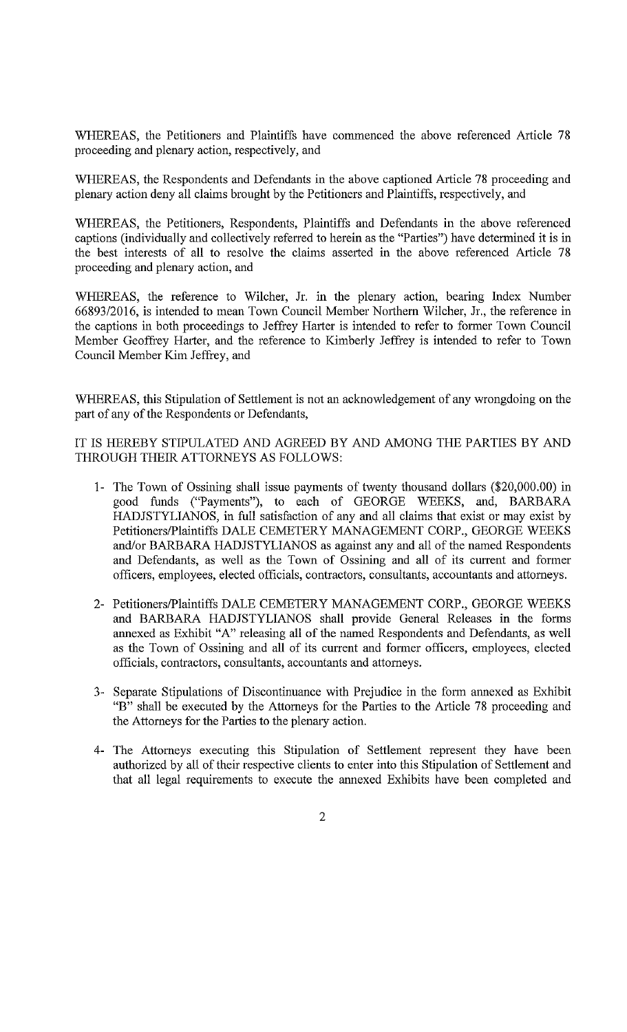WHEREAS, the Petitioners and Plaintiffs have commenced the above referenced Article 78 proceeding and plenary action, respectively, and

WHEREAS, the Respondents and Defendants in the above captioned Article 78 proceeding and plenary action deny all claims brought by the Petitioners and Plaintiffs, respectively, and

WHEREAS, the Petitioners, Respondents, Plaintiffs and Defendants in the above referenced captions (individually and collectively referred to herein as the "Parties") have determined it is in the best interests of all to resolve the claims asserted in the above referenced Article 78 proceeding and plenary action, and

WHEREAS, the reference to Wilcher, Jr. in the plenary action, bearing Index Number 66893/2016, is intended to mean Town Council Member Northern Wilcher, Jr., the reference in the captions in both proceedings to Jeffrey Harter is intended to refer to former Town Council Member Geoffrey Harter, and the reference to Kimberly Jeffrey is intended to refer to Town Council Member Kim Jeffrey, and

WHEREAS, this Stipulation of Settlement is not an acknowledgement of any wrongdoing on the part of any of the Respondents or Defendants,

IT IS HEREBY STIPULATED AND AGREED BY AND AMONG THE PARTIES BY AND THROUGH THEIR ATTORNEYS AS FOLLOWS:

1- The Town of Ossining shall issue payments of twenty thousand dollars ($20,000.00) in good funds ("Payments"), to each of GEORGE WEEKS, and, BARBARA HADJSTYLIANOS, in full satisfaction of any and all claims that exist or may exist by Petitioners/Plaintiffs DALE CEMETERY MANAGEMENT CORP., GEORGE WEEKS and/or BARBARA HADJSTYLIANOS as against any and all of the named Respondents and Defendants, as well as the Town of Ossining and all of its current and former officers, employees, elected officials, contractors, consultants, accountants and attorneys.

2- Petitioners/Plaintiffs DALE CEMETERY MANAGEMENT CORP., GEORGE WEEKS and BARBARA HADJSTYLIANOS shall provide General Releases in the forms annexed as Exhibit "A" releasing all of the named Respondents and Defendants, as well as the Town of Ossining and all of its current and former officers, employees, elected officials, contractors, consultants, accountants and attorneys.

3- Separate Stipulations of Discontinuance with Prejudice in the form annexed as Exhibit "B" shall be executed by the Attorneys for the Parties to the Article 78 proceeding and the Attorneys for the Parties to the plenary action.

4- The Attorneys executing this Stipulation of Settlement represent they have been authorized by all of their respective clients to enter into this Stipulation of Settlement and that all legal requirements to execute the annexed Exhibits have been completed and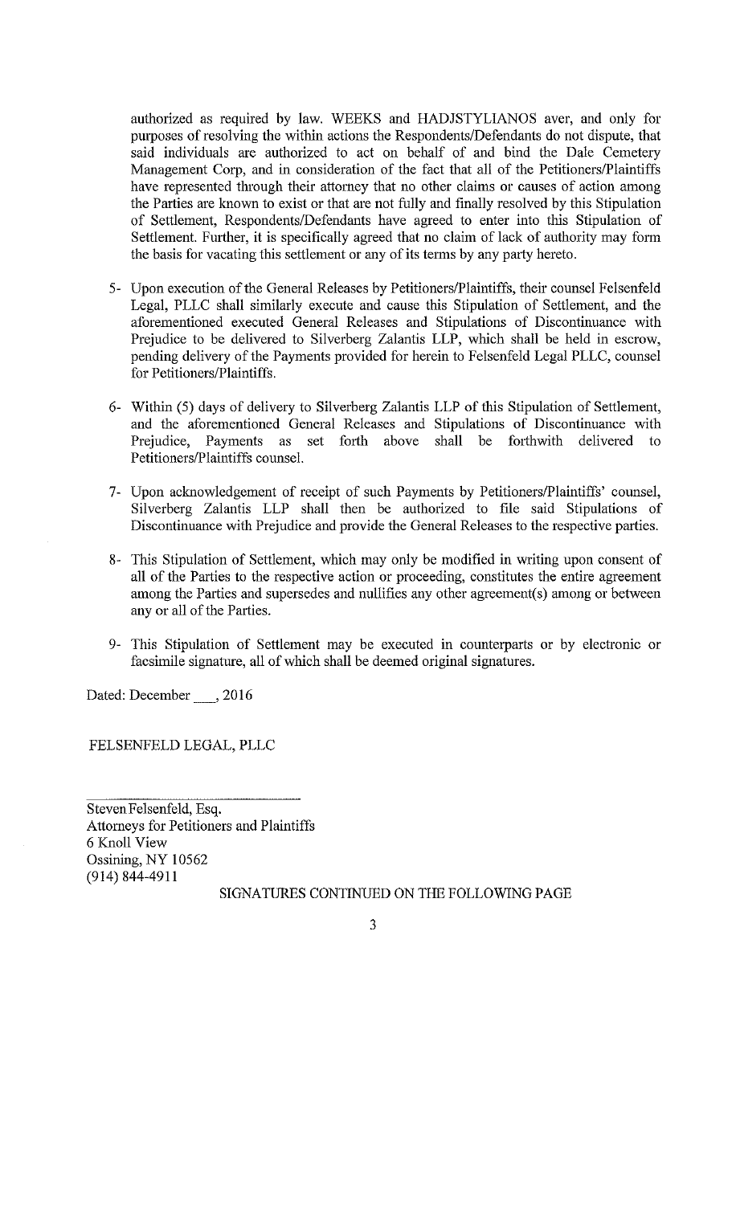authorized as required by law. WEEKS and HADJSTYLIANOS aver, and only for purposes of resolving the within actions the Respondents/Defendants do not dispute, that said individuals are authorized to act on behalf of and bind the Dale Cemetery Management Corp, and in consideration of the fact that all of the Petitioners/Plaintiffs have represented through their attorney that no other claims or causes of action among the Parties are known to exist or that are not fully and finally resolved by this Stipulation of Settlement, Respondents/Defendants have agreed to enter into this Stipulation of Settlement. Further, it is specifically agreed that no claim of lack of authority may form the basis for vacating this settlement or any of its terms by any party hereto.

5- Upon execution of the General Releases by Petitioners/Plaintiffs, their counsel Felsenfeld Legal, PLLC shall similarly execute and cause this Stipulation of Settlement, and the aforementioned executed General Releases and Stipulations of Discontinuance with Prejudice to be delivered to Silverberg Zalantis LLP, which shall be held in escrow, pending delivery of the Payments provided for herein to Felsenfeld Legal PLLC, counsel for Petitioners/Plaintiffs.

6- Within (5) days of delivery to Silverberg Zalantis LLP of this Stipulation of Settlement, and the aforementioned General Releases and Stipulations of Discontinuance with Prejudice, Payments as set forth above shall be forthwith delivered to Petitioners/Plaintiffs counsel.

7- Upon acknowledgement of receipt of such Payments by Petitioners/Plaintiffs' counsel, Silverberg Zalantis LLP shall then be authorized to file said Stipulations of Discontinuance with Prejudice and provide the General Releases to the respective parties.

8- This Stipulation of Settlement, which may only be modified in writing upon consent of all of the Parties to the respective action or proceeding, constitutes the entire agreement among the Parties and supersedes and nullifies any other agreement(s) among or between any or all of the Parties.

9- This Stipulation of Settlement may be executed in counterparts or by electronic or facsimile signature, all of which shall be deemed original signatures.

Dated: December ___, 2016

FELSENFELD LEGAL, PLLC

_______________________________

Steven Felsenfeld, Esq.
Attorneys for Petitioners and Plaintiffs
6 Knoll View
Ossining, NY 10562
(914) 844-4911

SIGNATURES CONTINUED ON THE FOLLOWING PAGE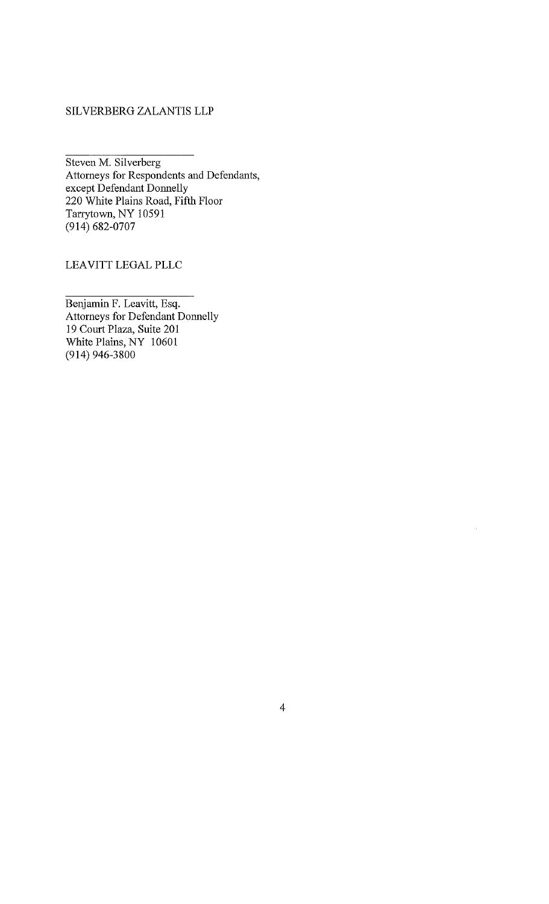SILVERBERG ZALANTIS LLP

\_\_\_\_\_\_\_\_\_\_\_\_\_\_\_\_\_\_\_\_\_\_\_\_

Steven M. Silverberg
Attorneys for Respondents and Defendants,
except Defendant Donnelly
220 White Plains Road, Fifth Floor
Tarrytown, NY 10591
(914) 682-0707

LEAVITT LEGAL PLLC

\_\_\_\_\_\_\_\_\_\_\_\_\_\_\_\_\_\_\_\_\_\_\_\_

Benjamin F. Leavitt, Esq.
Attorneys for Defendant Donnelly
19 Court Plaza, Suite 201
White Plains, NY 10601
(914) 946-3800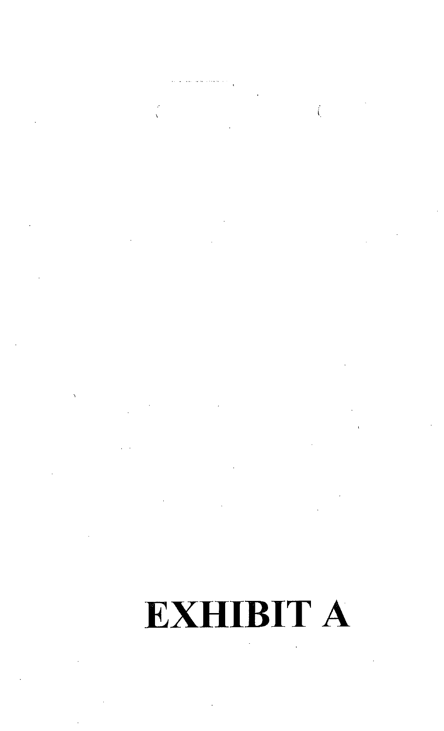# EXHIBIT A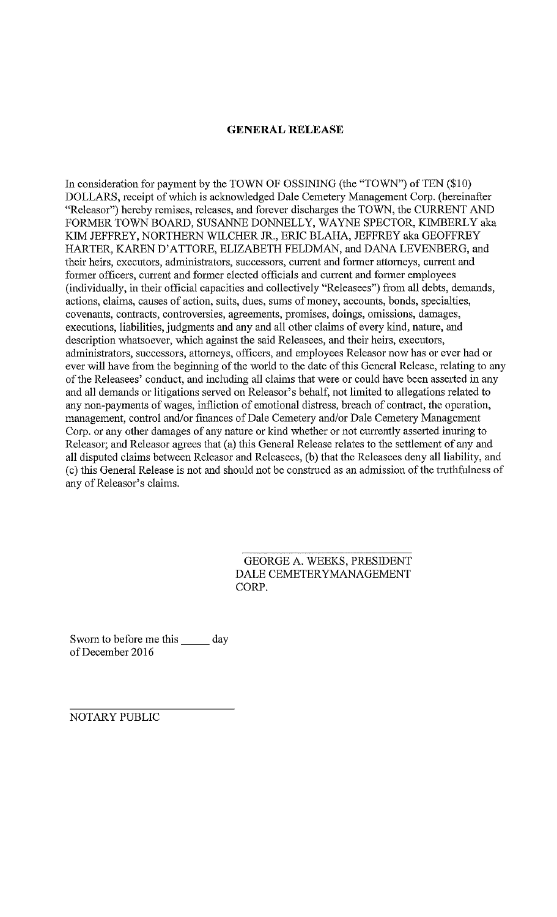**GENERAL RELEASE**

In consideration for payment by the TOWN OF OSSINING (the "TOWN") of TEN ($10) DOLLARS, receipt of which is acknowledged Dale Cemetery Management Corp. (hereinafter "Releasor") hereby remises, releases, and forever discharges the TOWN, the CURRENT AND FORMER TOWN BOARD, SUSANNE DONNELLY, WAYNE SPECTOR, KIMBERLY aka KIM JEFFREY, NORTHERN WILCHER JR., ERIC BLAHA, JEFFREY aka GEOFFREY HARTER, KAREN D'ATTORE, ELIZABETH FELDMAN, and DANA LEVENBERG, and their heirs, executors, administrators, successors, current and former attorneys, current and former officers, current and former elected officials and current and former employees (individually, in their official capacities and collectively "Releasees") from all debts, demands, actions, claims, causes of action, suits, dues, sums of money, accounts, bonds, specialties, covenants, contracts, controversies, agreements, promises, doings, omissions, damages, executions, liabilities, judgments and any and all other claims of every kind, nature, and description whatsoever, which against the said Releasees, and their heirs, executors, administrators, successors, attorneys, officers, and employees Releasor now has or ever had or ever will have from the beginning of the world to the date of this General Release, relating to any of the Releasees' conduct, and including all claims that were or could have been asserted in any and all demands or litigations served on Releasor's behalf, not limited to allegations related to any non-payments of wages, infliction of emotional distress, breach of contract, the operation, management, control and/or finances of Dale Cemetery and/or Dale Cemetery Management Corp. or any other damages of any nature or kind whether or not currently asserted inuring to Releasor; and Releasor agrees that (a) this General Release relates to the settlement of any and all disputed claims between Releasor and Releasees, (b) that the Releasees deny all liability, and (c) this General Release is not and should not be construed as an admission of the truthfulness of any of Releasor's claims.

\_\_\_\_\_\_\_\_\_\_\_\_\_\_\_\_\_\_\_\_\_\_\_\_\_\_\_\_\_\_\_\_

GEORGE A. WEEKS, PRESIDENT
DALE CEMETERYMANAGEMENT CORP.

Sworn to before me this \_\_\_\_\_ day of December 2016

\_\_\_\_\_\_\_\_\_\_\_\_\_\_\_\_\_\_\_\_\_\_\_\_\_\_\_\_\_\_\_\_

NOTARY PUBLIC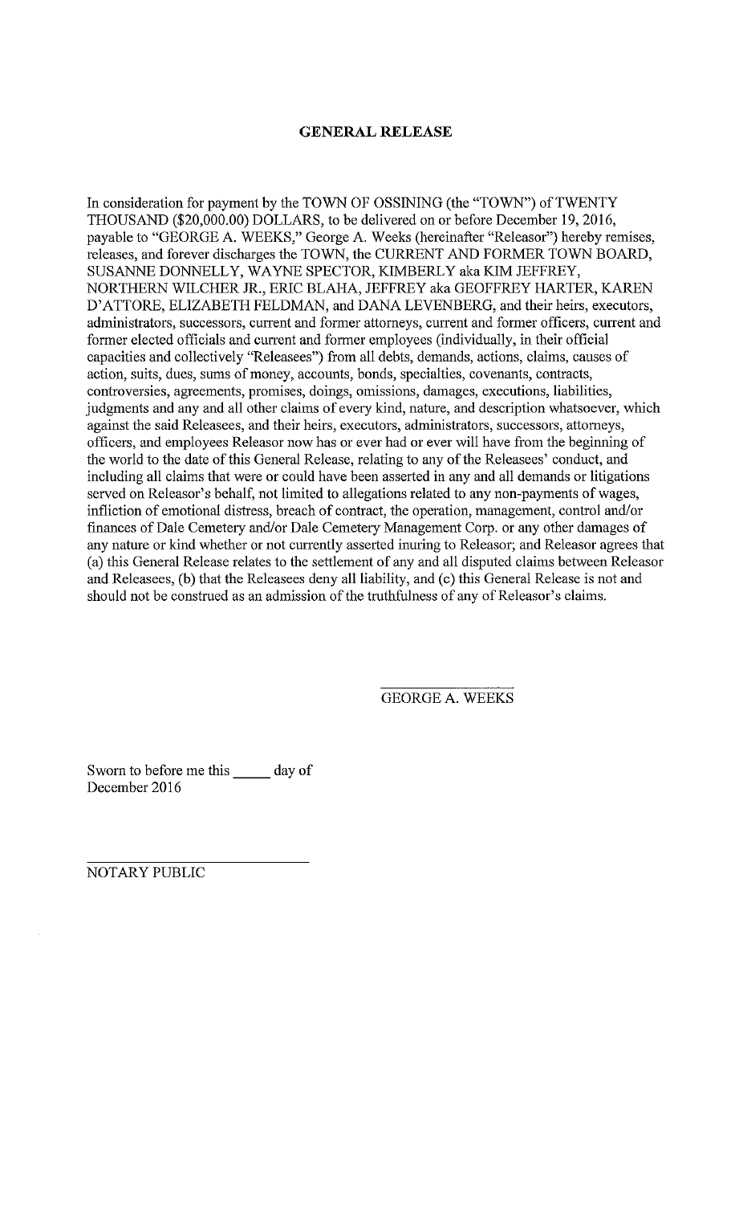**GENERAL RELEASE**

In consideration for payment by the TOWN OF OSSINING (the "TOWN") of TWENTY THOUSAND ($20,000.00) DOLLARS, to be delivered on or before December 19, 2016, payable to "GEORGE A. WEEKS," George A. Weeks (hereinafter "Releasor") hereby remises, releases, and forever discharges the TOWN, the CURRENT AND FORMER TOWN BOARD, SUSANNE DONNELLY, WAYNE SPECTOR, KIMBERLY aka KIM JEFFREY, NORTHERN WILCHER JR., ERIC BLAHA, JEFFREY aka GEOFFREY HARTER, KAREN D'ATTORE, ELIZABETH FELDMAN, and DANA LEVENBERG, and their heirs, executors, administrators, successors, current and former attorneys, current and former officers, current and former elected officials and current and former employees (individually, in their official capacities and collectively "Releasees") from all debts, demands, actions, claims, causes of action, suits, dues, sums of money, accounts, bonds, specialties, covenants, contracts, controversies, agreements, promises, doings, omissions, damages, executions, liabilities, judgments and any and all other claims of every kind, nature, and description whatsoever, which against the said Releasees, and their heirs, executors, administrators, successors, attorneys, officers, and employees Releasor now has or ever had or ever will have from the beginning of the world to the date of this General Release, relating to any of the Releasees' conduct, and including all claims that were or could have been asserted in any and all demands or litigations served on Releasor's behalf, not limited to allegations related to any non-payments of wages, infliction of emotional distress, breach of contract, the operation, management, control and/or finances of Dale Cemetery and/or Dale Cemetery Management Corp. or any other damages of any nature or kind whether or not currently asserted inuring to Releasor; and Releasor agrees that (a) this General Release relates to the settlement of any and all disputed claims between Releasor and Releasees, (b) that the Releasees deny all liability, and (c) this General Release is not and should not be construed as an admission of the truthfulness of any of Releasor's claims.

\_\_\_\_\_\_\_\_\_\_\_\_\_\_\_\_
GEORGE A. WEEKS

Sworn to before me this \_\_\_\_\_ day of
December 2016

\_\_\_\_\_\_\_\_\_\_\_\_\_\_\_\_\_\_\_\_\_\_\_\_\_\_\_\_
NOTARY PUBLIC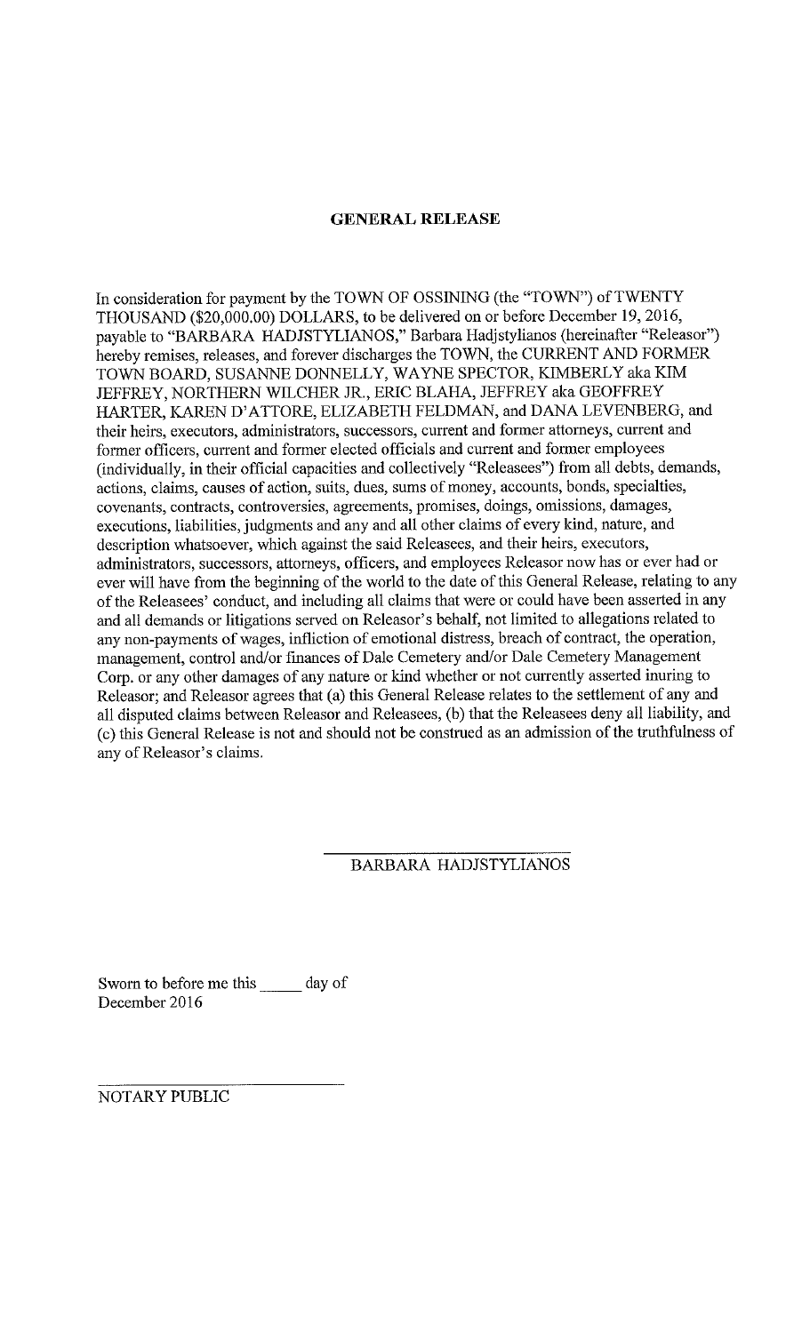## GENERAL RELEASE

In consideration for payment by the TOWN OF OSSINING (the "TOWN") of TWENTY THOUSAND ($20,000.00) DOLLARS, to be delivered on or before December 19, 2016, payable to "BARBARA HADJSTYLIANOS," Barbara Hadjstylianos (hereinafter "Releasor") hereby remises, releases, and forever discharges the TOWN, the CURRENT AND FORMER TOWN BOARD, SUSANNE DONNELLY, WAYNE SPECTOR, KIMBERLY aka KIM JEFFREY, NORTHERN WILCHER JR., ERIC BLAHA, JEFFREY aka GEOFFREY HARTER, KAREN D'ATTORE, ELIZABETH FELDMAN, and DANA LEVENBERG, and their heirs, executors, administrators, successors, current and former attorneys, current and former officers, current and former elected officials and current and former employees (individually, in their official capacities and collectively "Releasees") from all debts, demands, actions, claims, causes of action, suits, dues, sums of money, accounts, bonds, specialties, covenants, contracts, controversies, agreements, promises, doings, omissions, damages, executions, liabilities, judgments and any and all other claims of every kind, nature, and description whatsoever, which against the said Releasees, and their heirs, executors, administrators, successors, attorneys, officers, and employees Releasor now has or ever had or ever will have from the beginning of the world to the date of this General Release, relating to any of the Releasees' conduct, and including all claims that were or could have been asserted in any and all demands or litigations served on Releasor's behalf, not limited to allegations related to any non-payments of wages, infliction of emotional distress, breach of contract, the operation, management, control and/or finances of Dale Cemetery and/or Dale Cemetery Management Corp. or any other damages of any nature or kind whether or not currently asserted inuring to Releasor; and Releasor agrees that (a) this General Release relates to the settlement of any and all disputed claims between Releasor and Releasees, (b) that the Releasees deny all liability, and (c) this General Release is not and should not be construed as an admission of the truthfulness of any of Releasor's claims.

\_\_\_\_\_\_\_\_\_\_\_\_\_\_\_\_\_\_\_\_\_\_\_\_\_\_\_\_
BARBARA HADJSTYLIANOS

Sworn to before me this \_\_\_\_\_ day of
December 2016

\_\_\_\_\_\_\_\_\_\_\_\_\_\_\_\_\_\_\_\_\_\_\_\_\_\_\_\_
NOTARY PUBLIC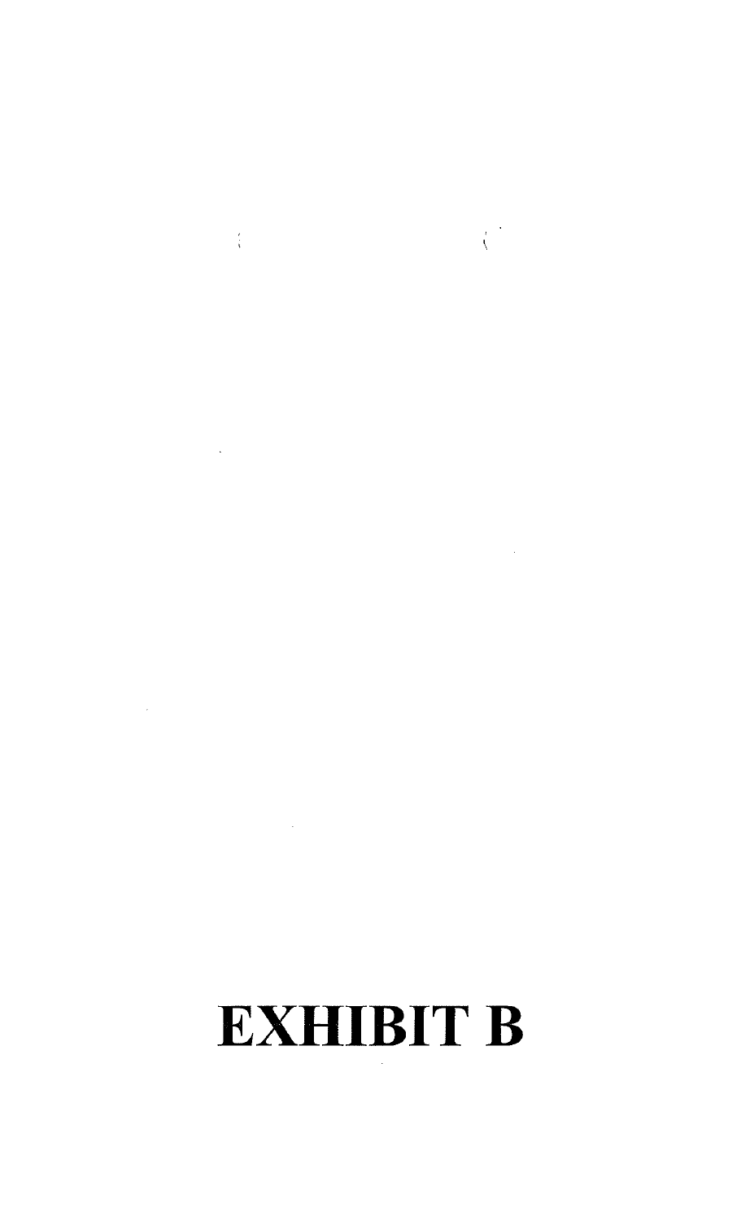# EXHIBIT B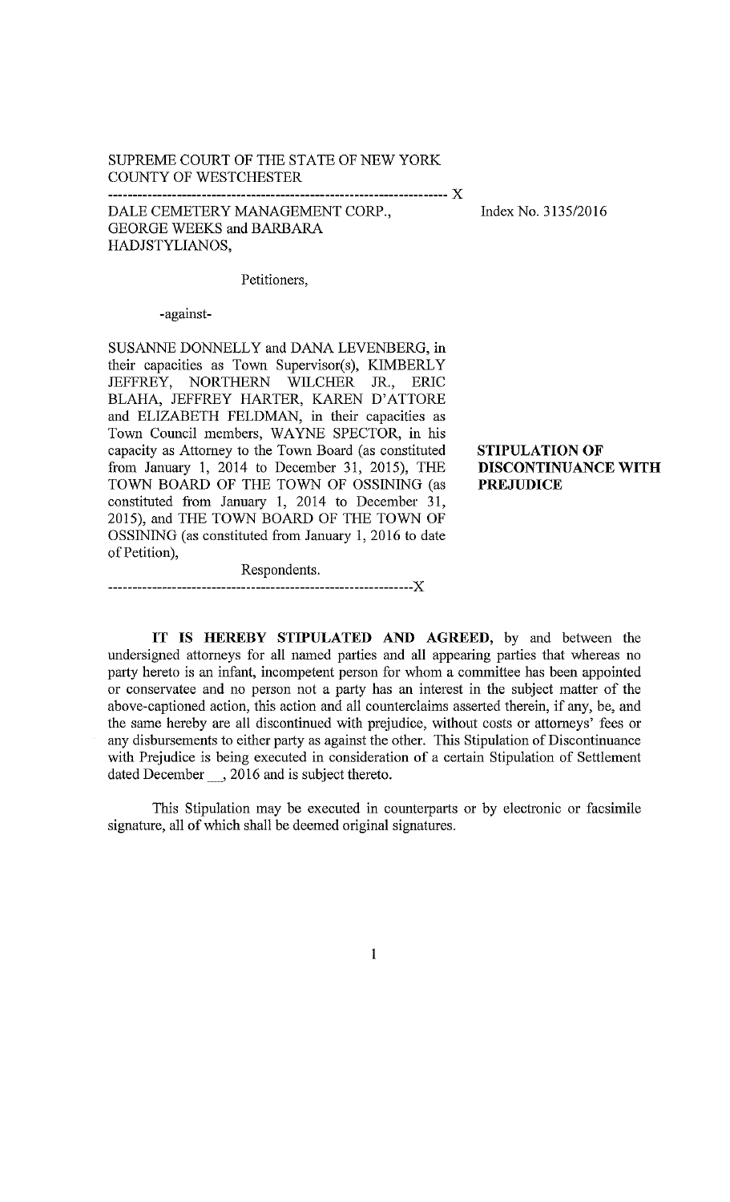SUPREME COURT OF THE STATE OF NEW YORK
COUNTY OF WESTCHESTER

---------------------------------------------------------------------- X

DALE CEMETERY MANAGEMENT CORP., GEORGE WEEKS and BARBARA HADJSTYLIANOS,

Index No. 3135/2016

Petitioners,

-against-

SUSANNE DONNELLY and DANA LEVENBERG, in their capacities as Town Supervisor(s), KIMBERLY JEFFREY, NORTHERN WILCHER JR., ERIC BLAHA, JEFFREY HARTER, KAREN D'ATTORE and ELIZABETH FELDMAN, in their capacities as Town Council members, WAYNE SPECTOR, in his capacity as Attorney to the Town Board (as constituted from January 1, 2014 to December 31, 2015), THE TOWN BOARD OF THE TOWN OF OSSINING (as constituted from January 1, 2014 to December 31, 2015), and THE TOWN BOARD OF THE TOWN OF OSSINING (as constituted from January 1, 2016 to date of Petition),

Respondents.

---------------------------------------------------------------------- X

**STIPULATION OF DISCONTINUANCE WITH PREJUDICE**

**IT IS HEREBY STIPULATED AND AGREED**, by and between the undersigned attorneys for all named parties and all appearing parties that whereas no party hereto is an infant, incompetent person for whom a committee has been appointed or conservatee and no person not a party has an interest in the subject matter of the above-captioned action, this action and all counterclaims asserted therein, if any, be, and the same hereby are all discontinued with prejudice, without costs or attorneys' fees or any disbursements to either party as against the other. This Stipulation of Discontinuance with Prejudice is being executed in consideration of a certain Stipulation of Settlement dated December __, 2016 and is subject thereto.

This Stipulation may be executed in counterparts or by electronic or facsimile signature, all of which shall be deemed original signatures.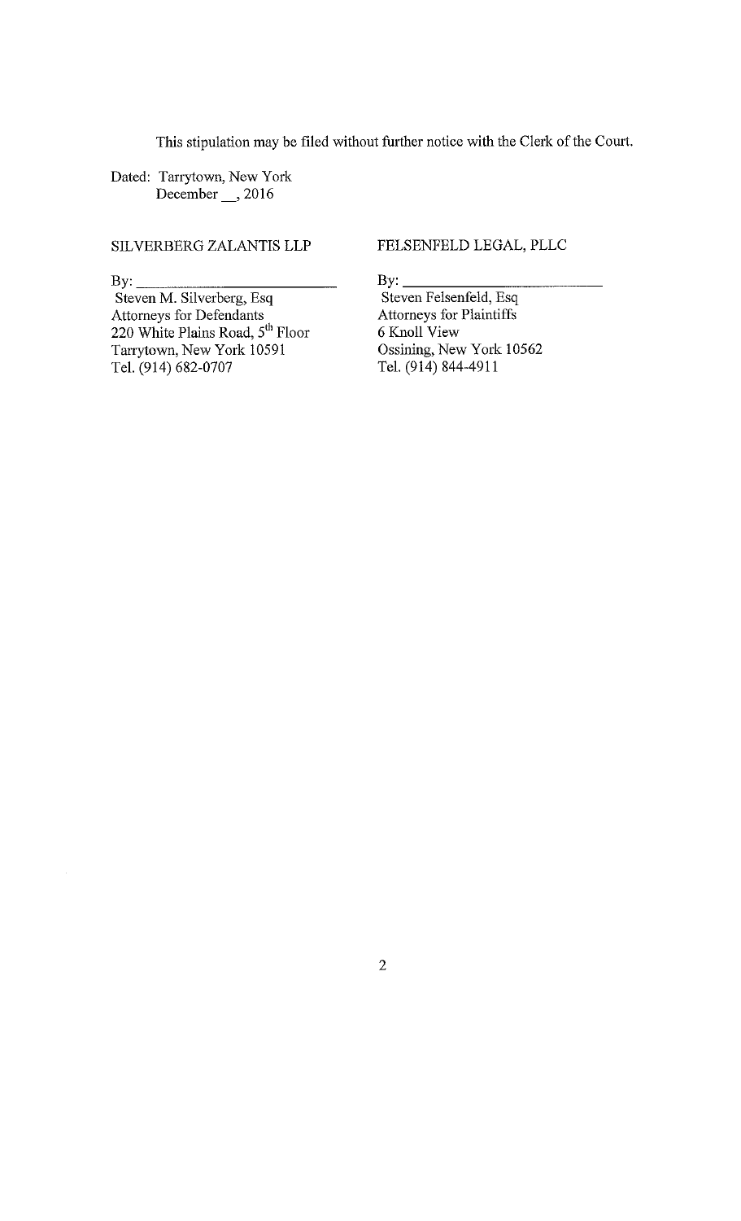This stipulation may be filed without further notice with the Clerk of the Court.

Dated: Tarrytown, New York
December __, 2016

SILVERBERG ZALANTIS LLP

By: ____________________________
Steven M. Silverberg, Esq
Attorneys for Defendants
220 White Plains Road, 5th Floor
Tarrytown, New York 10591
Tel. (914) 682-0707

FELSENFELD LEGAL, PLLC

By: ____________________________
Steven Felsenfeld, Esq
Attorneys for Plaintiffs
6 Knoll View
Ossining, New York 10562
Tel. (914) 844-4911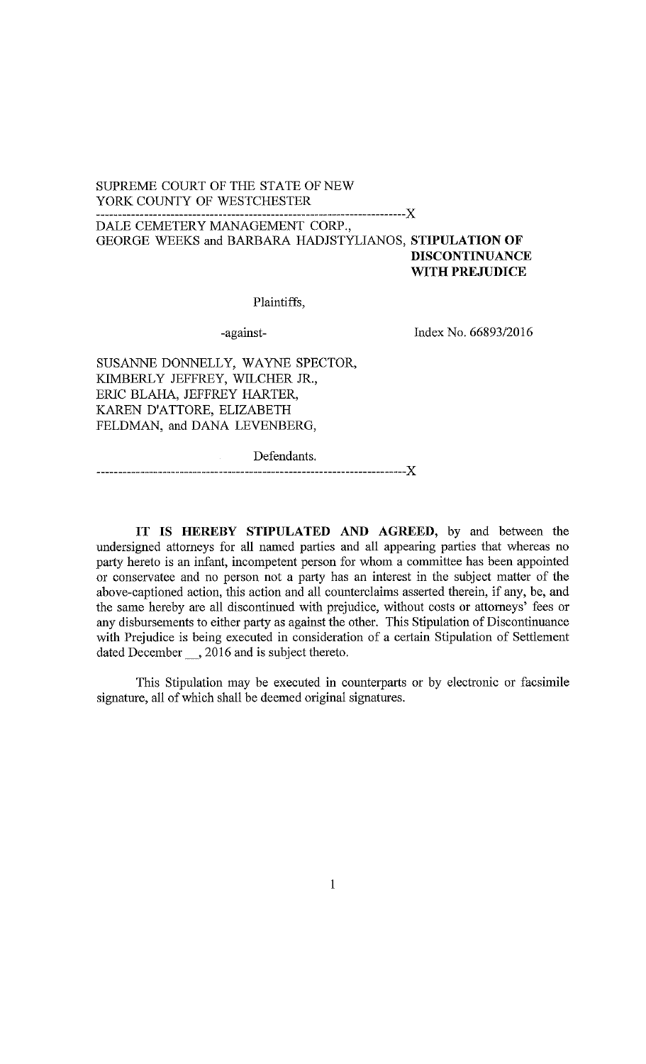SUPREME COURT OF THE STATE OF NEW YORK COUNTY OF WESTCHESTER

-----------------------------------------------------------------------X

DALE CEMETERY MANAGEMENT CORP., GEORGE WEEKS and BARBARA HADJSTYLIANOS,

Plaintiffs,

-against-

SUSANNE DONNELLY, WAYNE SPECTOR, KIMBERLY JEFFREY, WILCHER JR., ERIC BLAHA, JEFFREY HARTER, KAREN D'ATTORE, ELIZABETH FELDMAN, and DANA LEVENBERG,

Defendants.

-----------------------------------------------------------------------X

**STIPULATION OF DISCONTINUANCE WITH PREJUDICE**

Index No. 66893/2016

**IT IS HEREBY STIPULATED AND AGREED,** by and between the undersigned attorneys for all named parties and all appearing parties that whereas no party hereto is an infant, incompetent person for whom a committee has been appointed or conservatee and no person not a party has an interest in the subject matter of the above-captioned action, this action and all counterclaims asserted therein, if any, be, and the same hereby are all discontinued with prejudice, without costs or attorneys' fees or any disbursements to either party as against the other. This Stipulation of Discontinuance with Prejudice is being executed in consideration of a certain Stipulation of Settlement dated December __, 2016 and is subject thereto.

This Stipulation may be executed in counterparts or by electronic or facsimile signature, all of which shall be deemed original signatures.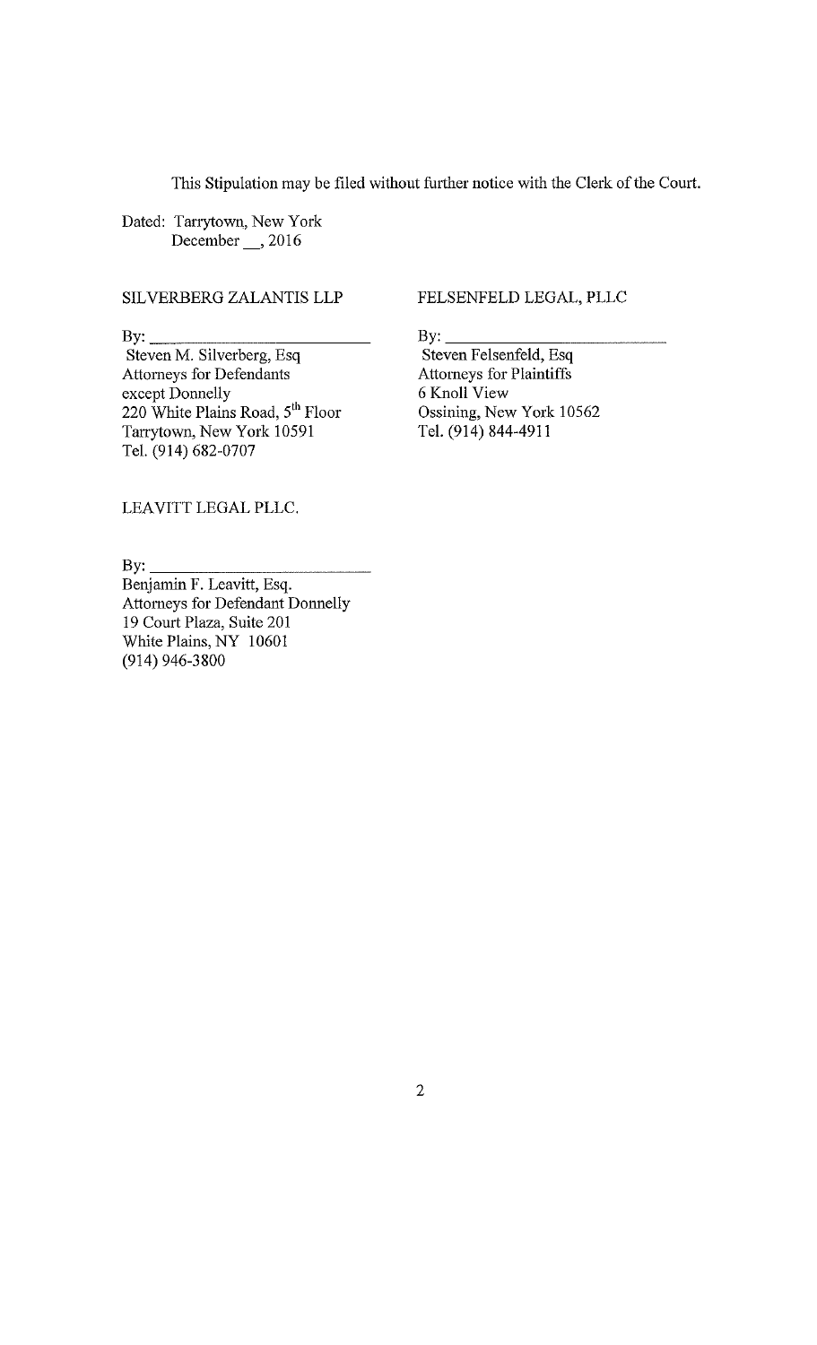This Stipulation may be filed without further notice with the Clerk of the Court.

Dated: Tarrytown, New York
December __, 2016

SILVERBERG ZALANTIS LLP

By: ____________________________
Steven M. Silverberg, Esq
Attorneys for Defendants
except Donnelly
220 White Plains Road, 5th Floor
Tarrytown, New York 10591
Tel. (914) 682-0707

FELSENFELD LEGAL, PLLC

By: ____________________________
Steven Felsenfeld, Esq
Attorneys for Plaintiffs
6 Knoll View
Ossining, New York 10562
Tel. (914) 844-4911

LEAVITT LEGAL PLLC.

By: ____________________________
Benjamin F. Leavitt, Esq.
Attorneys for Defendant Donnelly
19 Court Plaza, Suite 201
White Plains, NY 10601
(914) 946-3800